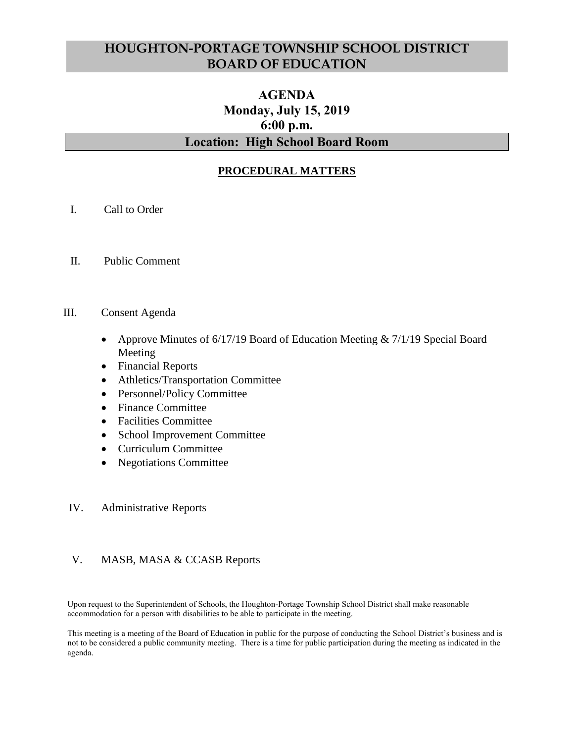# HOUGHTON-PORTAGE TOWNSHIP SCHOOL DISTRICT BOARD OF EDUCATION

## AGENDA
## Monday, July 15, 2019
## 6:00 p.m.

## Location: High School Board Room

### PROCEDURAL MATTERS

I. Call to Order

II. Public Comment

III. Consent Agenda

- Approve Minutes of 6/17/19 Board of Education Meeting & 7/1/19 Special Board Meeting
- Financial Reports
- Athletics/Transportation Committee
- Personnel/Policy Committee
- Finance Committee
- Facilities Committee
- School Improvement Committee
- Curriculum Committee
- Negotiations Committee

IV. Administrative Reports

V. MASB, MASA & CCASB Reports

Upon request to the Superintendent of Schools, the Houghton-Portage Township School District shall make reasonable accommodation for a person with disabilities to be able to participate in the meeting.

This meeting is a meeting of the Board of Education in public for the purpose of conducting the School District's business and is not to be considered a public community meeting. There is a time for public participation during the meeting as indicated in the agenda.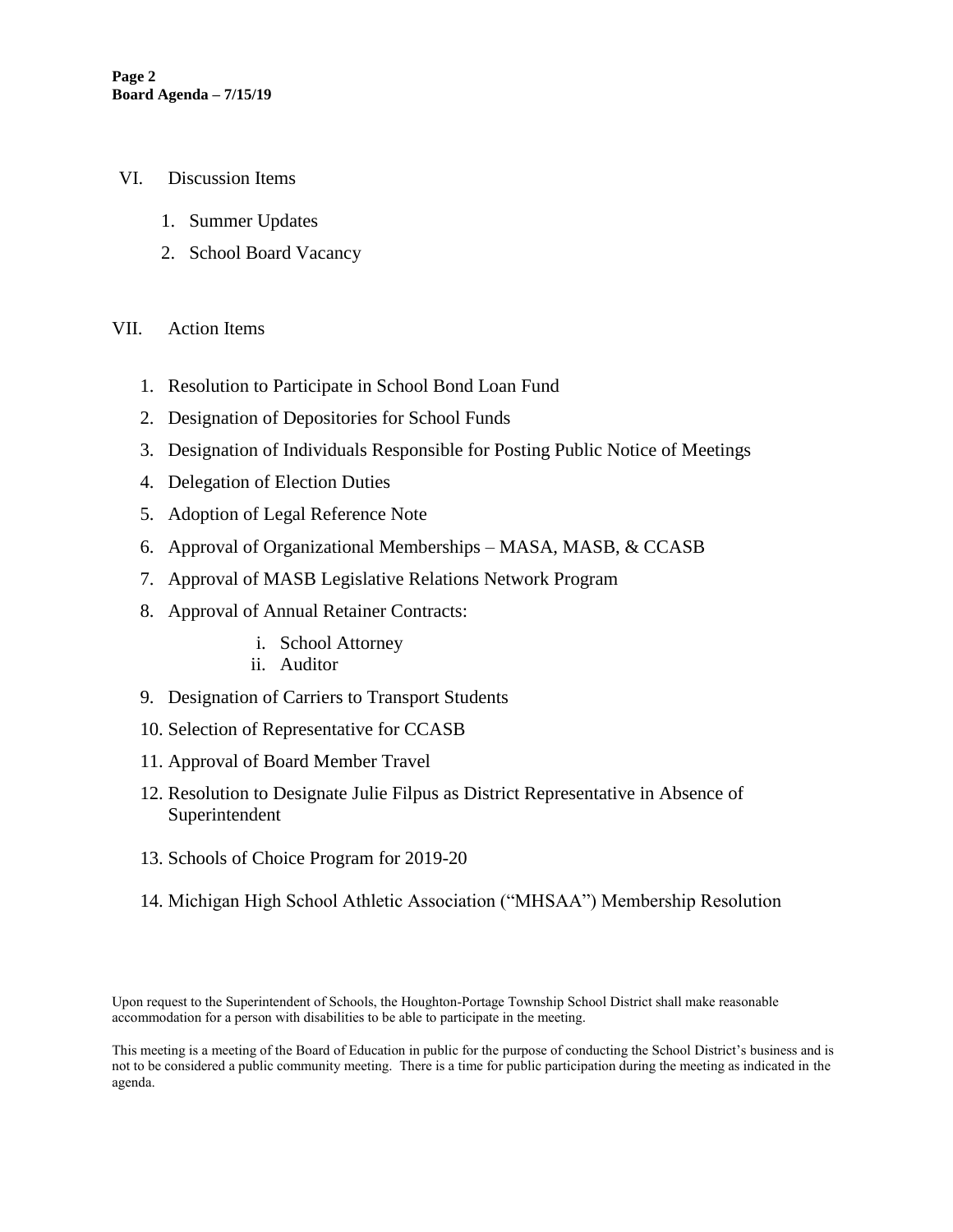VI. Discussion Items

1. Summer Updates
2. School Board Vacancy

VII. Action Items

1. Resolution to Participate in School Bond Loan Fund
2. Designation of Depositories for School Funds
3. Designation of Individuals Responsible for Posting Public Notice of Meetings
4. Delegation of Election Duties
5. Adoption of Legal Reference Note
6. Approval of Organizational Memberships – MASA, MASB, & CCASB
7. Approval of MASB Legislative Relations Network Program
8. Approval of Annual Retainer Contracts:
   - i. School Attorney
   - ii. Auditor
9. Designation of Carriers to Transport Students
10. Selection of Representative for CCASB
11. Approval of Board Member Travel
12. Resolution to Designate Julie Filpus as District Representative in Absence of Superintendent
13. Schools of Choice Program for 2019-20
14. Michigan High School Athletic Association ("MHSAA") Membership Resolution

Upon request to the Superintendent of Schools, the Houghton-Portage Township School District shall make reasonable accommodation for a person with disabilities to be able to participate in the meeting.

This meeting is a meeting of the Board of Education in public for the purpose of conducting the School District's business and is not to be considered a public community meeting. There is a time for public participation during the meeting as indicated in the agenda.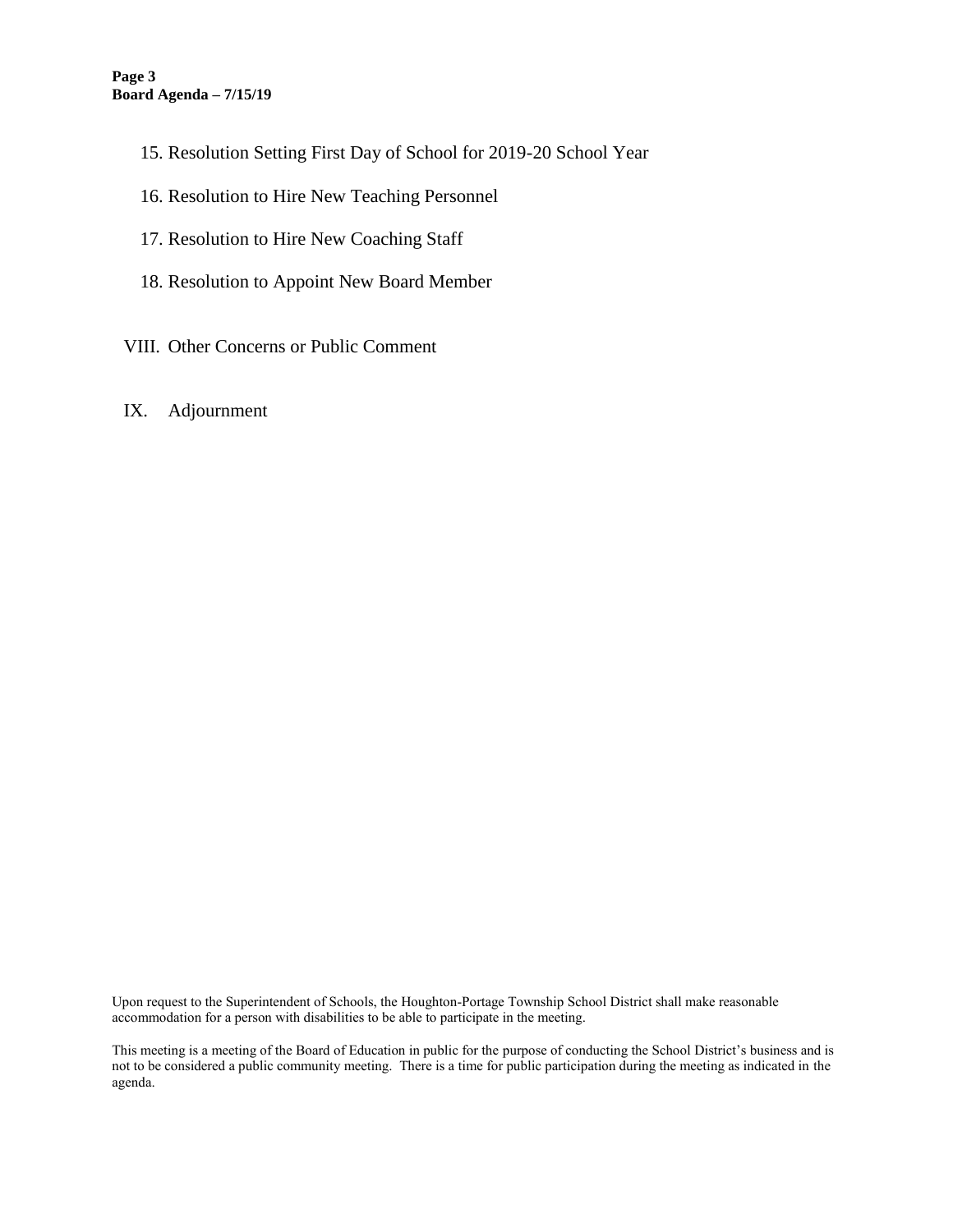15. Resolution Setting First Day of School for 2019-20 School Year

16. Resolution to Hire New Teaching Personnel

17. Resolution to Hire New Coaching Staff

18. Resolution to Appoint New Board Member

VIII. Other Concerns or Public Comment

IX. Adjournment

Upon request to the Superintendent of Schools, the Houghton-Portage Township School District shall make reasonable accommodation for a person with disabilities to be able to participate in the meeting.

This meeting is a meeting of the Board of Education in public for the purpose of conducting the School District's business and is not to be considered a public community meeting. There is a time for public participation during the meeting as indicated in the agenda.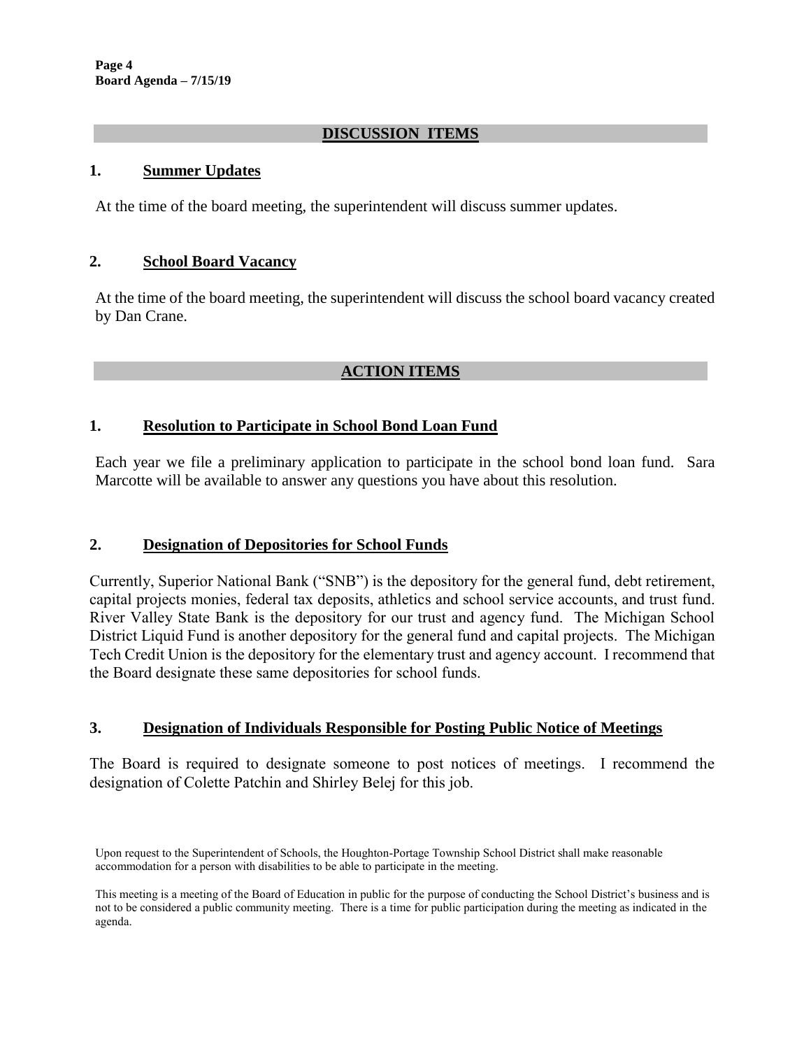## DISCUSSION ITEMS

### 1. Summer Updates

At the time of the board meeting, the superintendent will discuss summer updates.

### 2. School Board Vacancy

At the time of the board meeting, the superintendent will discuss the school board vacancy created by Dan Crane.

## ACTION ITEMS

### 1. Resolution to Participate in School Bond Loan Fund

Each year we file a preliminary application to participate in the school bond loan fund. Sara Marcotte will be available to answer any questions you have about this resolution.

### 2. Designation of Depositories for School Funds

Currently, Superior National Bank ("SNB") is the depository for the general fund, debt retirement, capital projects monies, federal tax deposits, athletics and school service accounts, and trust fund. River Valley State Bank is the depository for our trust and agency fund. The Michigan School District Liquid Fund is another depository for the general fund and capital projects. The Michigan Tech Credit Union is the depository for the elementary trust and agency account. I recommend that the Board designate these same depositories for school funds.

### 3. Designation of Individuals Responsible for Posting Public Notice of Meetings

The Board is required to designate someone to post notices of meetings. I recommend the designation of Colette Patchin and Shirley Belej for this job.

Upon request to the Superintendent of Schools, the Houghton-Portage Township School District shall make reasonable accommodation for a person with disabilities to be able to participate in the meeting.

This meeting is a meeting of the Board of Education in public for the purpose of conducting the School District's business and is not to be considered a public community meeting. There is a time for public participation during the meeting as indicated in the agenda.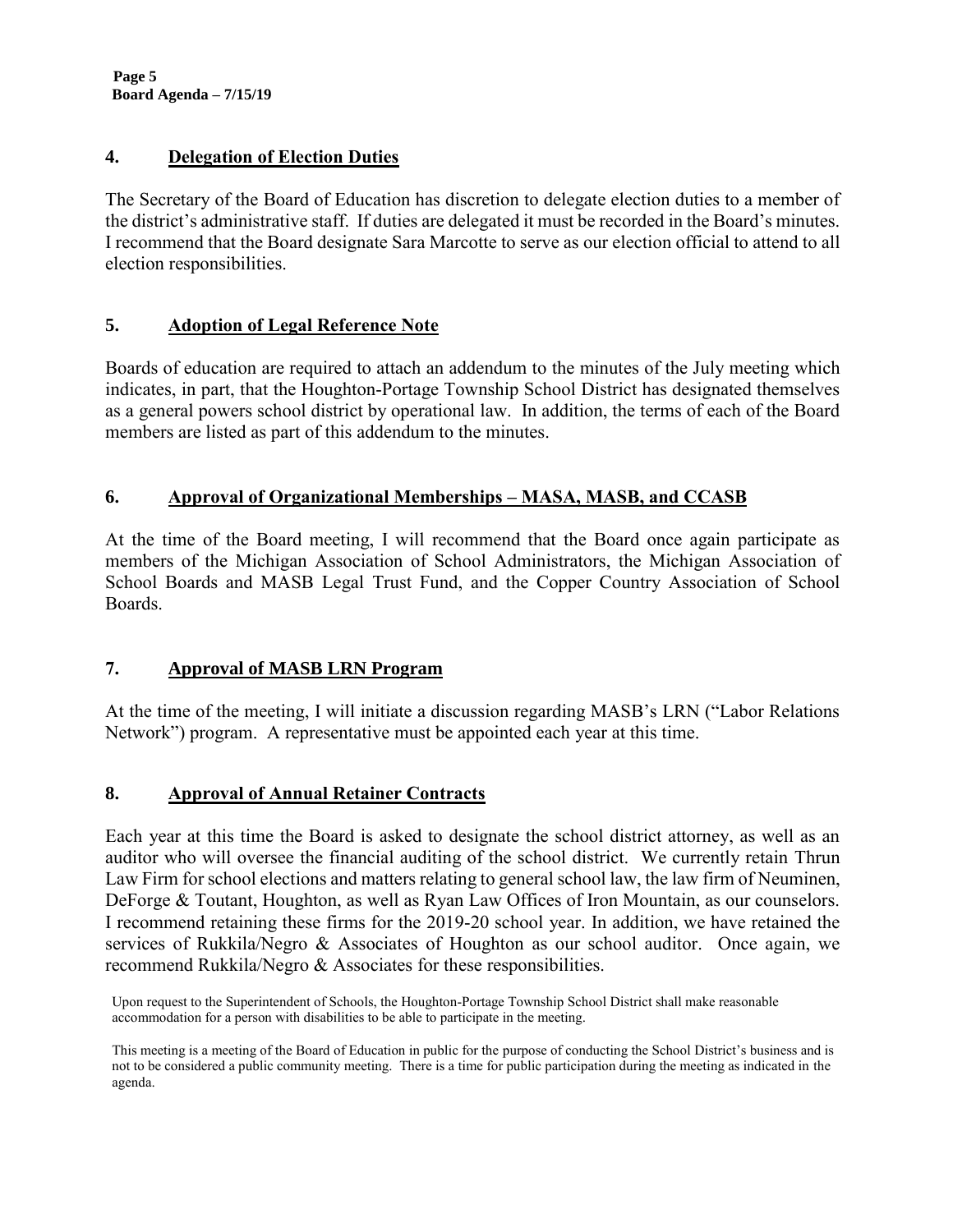## 4. Delegation of Election Duties

The Secretary of the Board of Education has discretion to delegate election duties to a member of the district's administrative staff. If duties are delegated it must be recorded in the Board's minutes. I recommend that the Board designate Sara Marcotte to serve as our election official to attend to all election responsibilities.

## 5. Adoption of Legal Reference Note

Boards of education are required to attach an addendum to the minutes of the July meeting which indicates, in part, that the Houghton-Portage Township School District has designated themselves as a general powers school district by operational law. In addition, the terms of each of the Board members are listed as part of this addendum to the minutes.

## 6. Approval of Organizational Memberships – MASA, MASB, and CCASB

At the time of the Board meeting, I will recommend that the Board once again participate as members of the Michigan Association of School Administrators, the Michigan Association of School Boards and MASB Legal Trust Fund, and the Copper Country Association of School Boards.

## 7. Approval of MASB LRN Program

At the time of the meeting, I will initiate a discussion regarding MASB's LRN ("Labor Relations Network") program. A representative must be appointed each year at this time.

## 8. Approval of Annual Retainer Contracts

Each year at this time the Board is asked to designate the school district attorney, as well as an auditor who will oversee the financial auditing of the school district. We currently retain Thrun Law Firm for school elections and matters relating to general school law, the law firm of Neuminen, DeForge & Toutant, Houghton, as well as Ryan Law Offices of Iron Mountain, as our counselors. I recommend retaining these firms for the 2019-20 school year. In addition, we have retained the services of Rukkila/Negro & Associates of Houghton as our school auditor. Once again, we recommend Rukkila/Negro & Associates for these responsibilities.

Upon request to the Superintendent of Schools, the Houghton-Portage Township School District shall make reasonable accommodation for a person with disabilities to be able to participate in the meeting.

This meeting is a meeting of the Board of Education in public for the purpose of conducting the School District's business and is not to be considered a public community meeting. There is a time for public participation during the meeting as indicated in the agenda.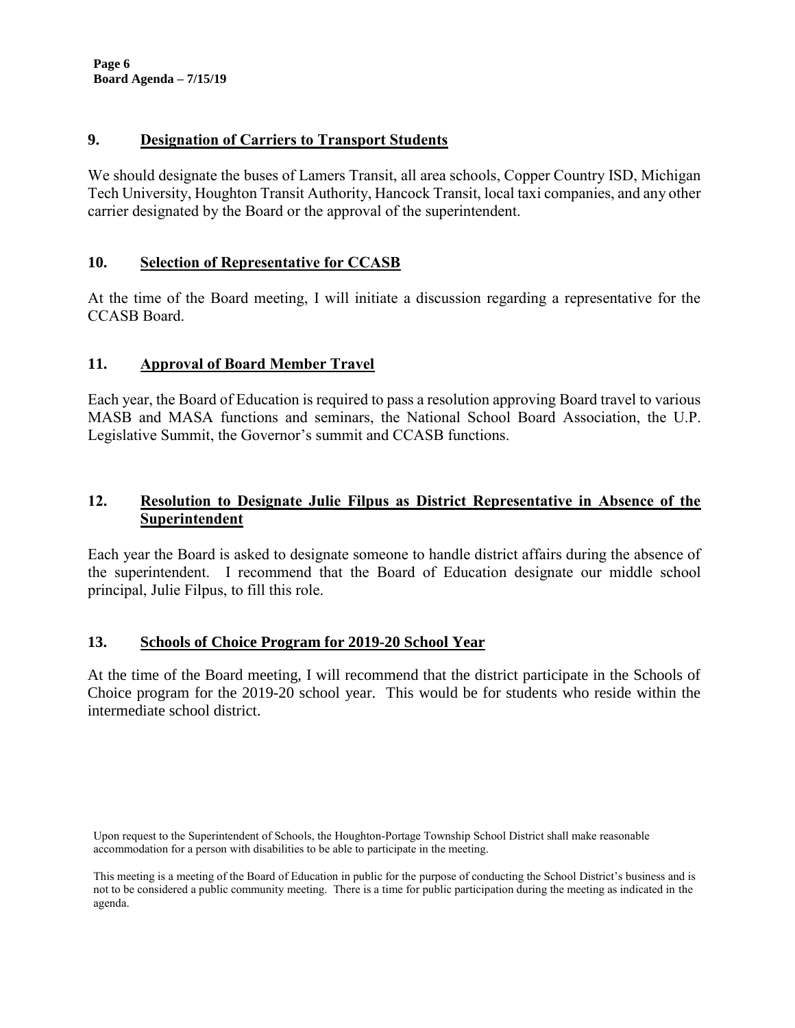## 9. Designation of Carriers to Transport Students

We should designate the buses of Lamers Transit, all area schools, Copper Country ISD, Michigan Tech University, Houghton Transit Authority, Hancock Transit, local taxi companies, and any other carrier designated by the Board or the approval of the superintendent.

## 10. Selection of Representative for CCASB

At the time of the Board meeting, I will initiate a discussion regarding a representative for the CCASB Board.

## 11. Approval of Board Member Travel

Each year, the Board of Education is required to pass a resolution approving Board travel to various MASB and MASA functions and seminars, the National School Board Association, the U.P. Legislative Summit, the Governor's summit and CCASB functions.

## 12. Resolution to Designate Julie Filpus as District Representative in Absence of the Superintendent

Each year the Board is asked to designate someone to handle district affairs during the absence of the superintendent. I recommend that the Board of Education designate our middle school principal, Julie Filpus, to fill this role.

## 13. Schools of Choice Program for 2019-20 School Year

At the time of the Board meeting, I will recommend that the district participate in the Schools of Choice program for the 2019-20 school year. This would be for students who reside within the intermediate school district.

Upon request to the Superintendent of Schools, the Houghton-Portage Township School District shall make reasonable accommodation for a person with disabilities to be able to participate in the meeting.

This meeting is a meeting of the Board of Education in public for the purpose of conducting the School District's business and is not to be considered a public community meeting. There is a time for public participation during the meeting as indicated in the agenda.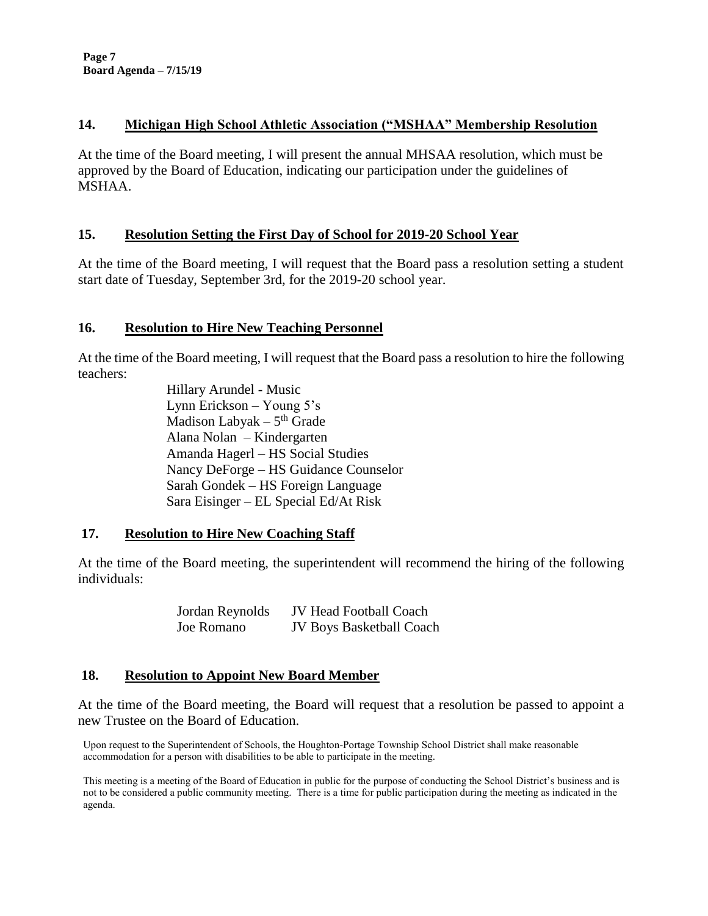## 14. Michigan High School Athletic Association ("MSHAA" Membership Resolution

At the time of the Board meeting, I will present the annual MHSAA resolution, which must be approved by the Board of Education, indicating our participation under the guidelines of MSHAA.

## 15. Resolution Setting the First Day of School for 2019-20 School Year

At the time of the Board meeting, I will request that the Board pass a resolution setting a student start date of Tuesday, September 3rd, for the 2019-20 school year.

## 16. Resolution to Hire New Teaching Personnel

At the time of the Board meeting, I will request that the Board pass a resolution to hire the following teachers:

Hillary Arundel - Music
Lynn Erickson – Young 5's
Madison Labyak – 5th Grade
Alana Nolan – Kindergarten
Amanda Hagerl – HS Social Studies
Nancy DeForge – HS Guidance Counselor
Sarah Gondek – HS Foreign Language
Sara Eisinger – EL Special Ed/At Risk

## 17. Resolution to Hire New Coaching Staff

At the time of the Board meeting, the superintendent will recommend the hiring of the following individuals:

| | |
|---|---|
| Jordan Reynolds | JV Head Football Coach |
| Joe Romano | JV Boys Basketball Coach |

## 18. Resolution to Appoint New Board Member

At the time of the Board meeting, the Board will request that a resolution be passed to appoint a new Trustee on the Board of Education.

Upon request to the Superintendent of Schools, the Houghton-Portage Township School District shall make reasonable accommodation for a person with disabilities to be able to participate in the meeting.

This meeting is a meeting of the Board of Education in public for the purpose of conducting the School District's business and is not to be considered a public community meeting. There is a time for public participation during the meeting as indicated in the agenda.